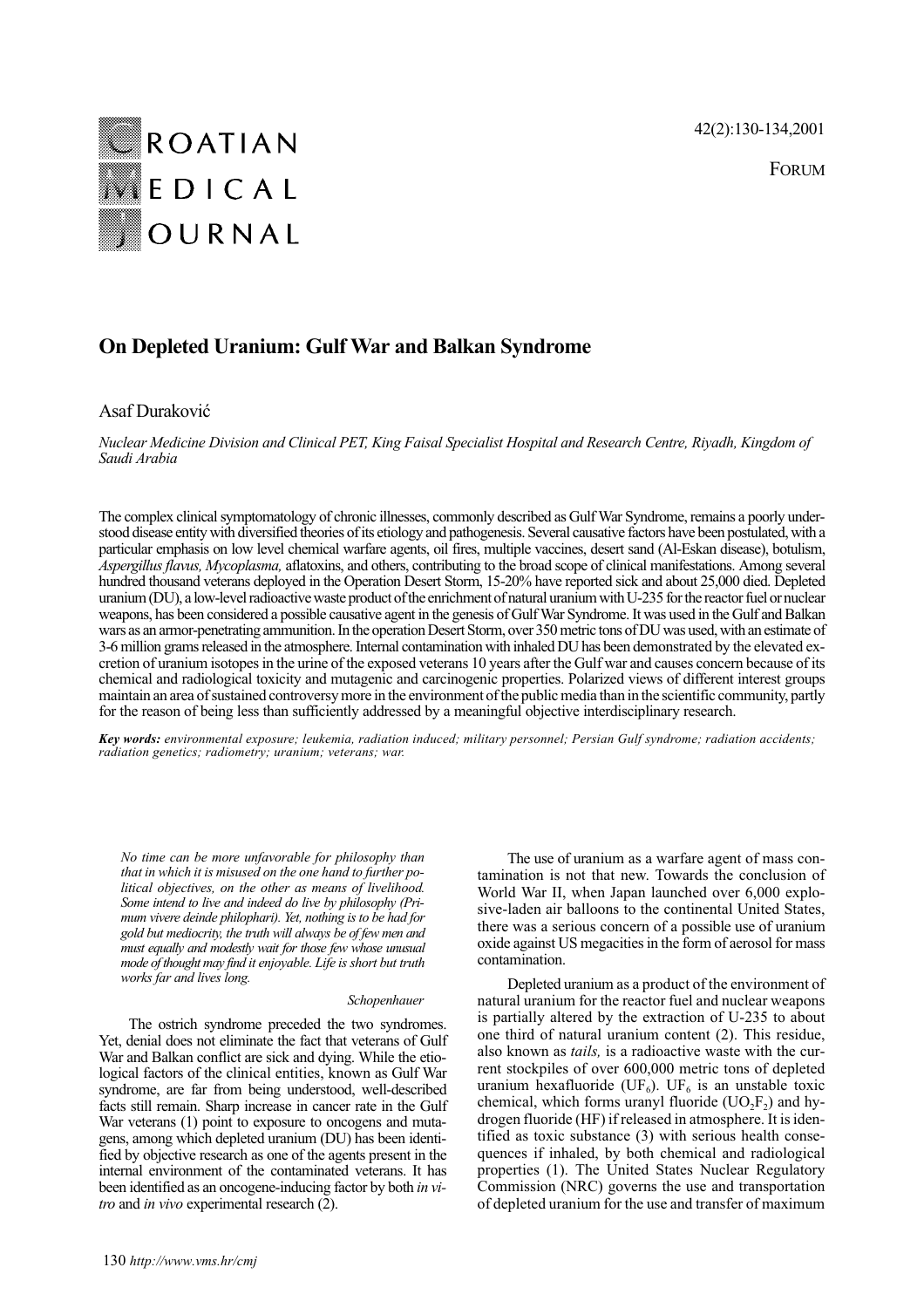FORUM

# On Depleted Uranium: Gulf War and Balkan Syndrome

Asaf Duraković

*Nuclear Medicine Division and Clinical PET, King Faisal Specialist Hospital and Research Centre, Riyadh, Kingdom of Saudi Arabia*

The complex clinical symptomatology of chronic illnesses, commonly described as Gulf War Syndrome, remains a poorly understood disease entity with diversified theories of its etiology and pathogenesis. Several causative factors have been postulated, with a particular emphasis on low level chemical warfare agents, oil fires, multiple vaccines, desert sand (Al-Eskan disease), botulism, *Aspergillus flavus, Mycoplasma,* aflatoxins, and others, contributing to the broad scope of clinical manifestations. Among several hundred thousand veterans deployed in the Operation Desert Storm, 15-20% have reported sick and about 25,000 died. Depleted uranium (DU), a low-level radioactive waste product of the enrichment of natural uranium with U-235 for the reactor fuel or nuclear weapons, has been considered a possible causative agent in the genesis of Gulf War Syndrome. It was used in the Gulf and Balkan wars as an armor-penetrating ammunition. In the operation Desert Storm, over 350 metric tons of DU was used, with an estimate of 3-6 million grams released in the atmosphere. Internal contamination with inhaled DU has been demonstrated by the elevated excretion of uranium isotopes in the urine of the exposed veterans 10 years after the Gulf war and causes concern because of its chemical and radiological toxicity and mutagenic and carcinogenic properties. Polarized views of different interest groups maintain an area of sustained controversy more in the environment of the public media than in the scientific community, partly for the reason of being less than sufficiently addressed by a meaningful objective interdisciplinary research.

***Key words:*** *environmental exposure; leukemia, radiation induced; military personnel; Persian Gulf syndrome; radiation accidents; radiation genetics; radiometry; uranium; veterans; war.*

> *No time can be more unfavorable for philosophy than that in which it is misused on the one hand to further political objectives, on the other as means of livelihood. Some intend to live and indeed do live by philosophy (Primum vivere deinde philophari). Yet, nothing is to be had for gold but mediocrity, the truth will always be of few men and must equally and modestly wait for those few whose unusual mode of thought may find it enjoyable. Life is short but truth works far and lives long.*
>
> *Schopenhauer*

The ostrich syndrome preceded the two syndromes. Yet, denial does not eliminate the fact that veterans of Gulf War and Balkan conflict are sick and dying. While the etiological factors of the clinical entities, known as Gulf War syndrome, are far from being understood, well-described facts still remain. Sharp increase in cancer rate in the Gulf War veterans (1) point to exposure to oncogens and mutagens, among which depleted uranium (DU) has been identified by objective research as one of the agents present in the internal environment of the contaminated veterans. It has been identified as an oncogene-inducing factor by both *in vitro* and *in vivo* experimental research (2).

The use of uranium as a warfare agent of mass contamination is not that new. Towards the conclusion of World War II, when Japan launched over 6,000 explosive-laden air balloons to the continental United States, there was a serious concern of a possible use of uranium oxide against US megacities in the form of aerosol for mass contamination.

Depleted uranium as a product of the environment of natural uranium for the reactor fuel and nuclear weapons is partially altered by the extraction of U-235 to about one third of natural uranium content (2). This residue, also known as *tails,* is a radioactive waste with the current stockpiles of over 600,000 metric tons of depleted uranium hexafluoride ($UF_6$). $UF_6$ is an unstable toxic chemical, which forms uranyl fluoride ($UO_2F_2$) and hydrogen fluoride (HF) if released in atmosphere. It is identified as toxic substance (3) with serious health consequences if inhaled, by both chemical and radiological properties (1). The United States Nuclear Regulatory Commission (NRC) governs the use and transportation of depleted uranium for the use and transfer of maximum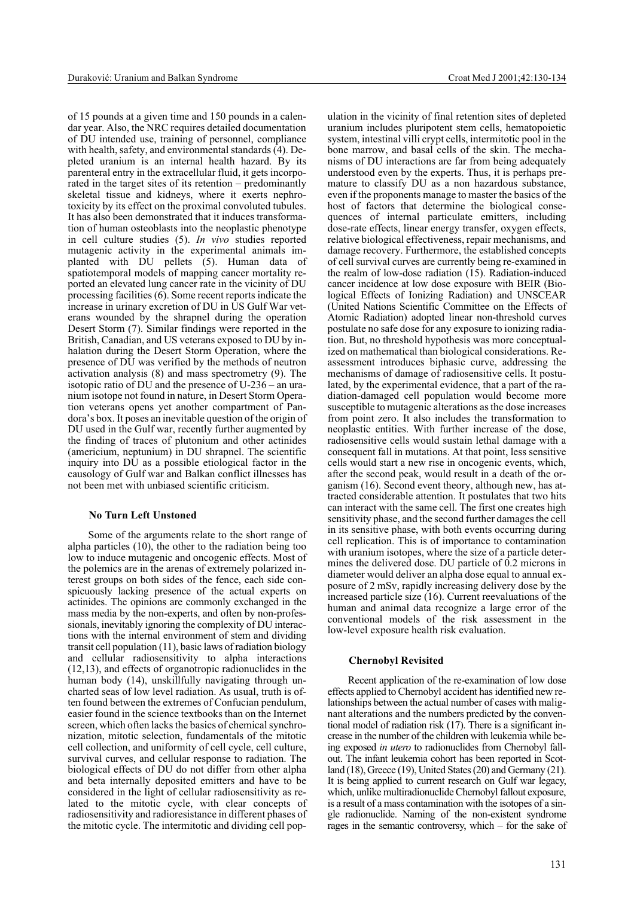of 15 pounds at a given time and 150 pounds in a calendar year. Also, the NRC requires detailed documentation of DU intended use, training of personnel, compliance with health, safety, and environmental standards (4). Depleted uranium is an internal health hazard. By its parenteral entry in the extracellular fluid, it gets incorporated in the target sites of its retention – predominantly skeletal tissue and kidneys, where it exerts nephrotoxicity by its effect on the proximal convoluted tubules. It has also been demonstrated that it induces transformation of human osteoblasts into the neoplastic phenotype in cell culture studies (5). *In vivo* studies reported mutagenic activity in the experimental animals implanted with DU pellets (5). Human data of spatiotemporal models of mapping cancer mortality reported an elevated lung cancer rate in the vicinity of DU processing facilities (6). Some recent reports indicate the increase in urinary excretion of DU in US Gulf War veterans wounded by the shrapnel during the operation Desert Storm (7). Similar findings were reported in the British, Canadian, and US veterans exposed to DU by inhalation during the Desert Storm Operation, where the presence of DU was verified by the methods of neutron activation analysis (8) and mass spectrometry (9). The isotopic ratio of DU and the presence of U-236 – an uranium isotope not found in nature, in Desert Storm Operation veterans opens yet another compartment of Pandora's box. It poses an inevitable question of the origin of DU used in the Gulf war, recently further augmented by the finding of traces of plutonium and other actinides (americium, neptunium) in DU shrapnel. The scientific inquiry into DU as a possible etiological factor in the causology of Gulf war and Balkan conflict illnesses has not been met with unbiased scientific criticism.

### No Turn Left Unstoned

Some of the arguments relate to the short range of alpha particles (10), the other to the radiation being too low to induce mutagenic and oncogenic effects. Most of the polemics are in the arenas of extremely polarized interest groups on both sides of the fence, each side conspicuously lacking presence of the actual experts on actinides. The opinions are commonly exchanged in the mass media by the non-experts, and often by non-professionals, inevitably ignoring the complexity of DU interactions with the internal environment of stem and dividing transit cell population (11), basic laws of radiation biology and cellular radiosensitivity to alpha interactions (12,13), and effects of organotropic radionuclides in the human body (14), unskillfully navigating through uncharted seas of low level radiation. As usual, truth is often found between the extremes of Confucian pendulum, easier found in the science textbooks than on the Internet screen, which often lacks the basics of chemical synchronization, mitotic selection, fundamentals of the mitotic cell collection, and uniformity of cell cycle, cell culture, survival curves, and cellular response to radiation. The biological effects of DU do not differ from other alpha and beta internally deposited emitters and have to be considered in the light of cellular radiosensitivity as related to the mitotic cycle, with clear concepts of radiosensitivity and radioresistance in different phases of the mitotic cycle. The intermitotic and dividing cell population in the vicinity of final retention sites of depleted uranium includes pluripotent stem cells, hematopoietic system, intestinal villi crypt cells, intermitotic pool in the bone marrow, and basal cells of the skin. The mechanisms of DU interactions are far from being adequately understood even by the experts. Thus, it is perhaps premature to classify DU as a non hazardous substance, even if the proponents manage to master the basics of the host of factors that determine the biological consequences of internal particulate emitters, including dose-rate effects, linear energy transfer, oxygen effects, relative biological effectiveness, repair mechanisms, and damage recovery. Furthermore, the established concepts of cell survival curves are currently being re-examined in the realm of low-dose radiation (15). Radiation-induced cancer incidence at low dose exposure with BEIR (Biological Effects of Ionizing Radiation) and UNSCEAR (United Nations Scientific Committee on the Effects of Atomic Radiation) adopted linear non-threshold curves postulate no safe dose for any exposure to ionizing radiation. But, no threshold hypothesis was more conceptualized on mathematical than biological considerations. Reassessment introduces biphasic curve, addressing the mechanisms of damage of radiosensitive cells. It postulated, by the experimental evidence, that a part of the radiation-damaged cell population would become more susceptible to mutagenic alterations as the dose increases from point zero. It also includes the transformation to neoplastic entities. With further increase of the dose, radiosensitive cells would sustain lethal damage with a consequent fall in mutations. At that point, less sensitive cells would start a new rise in oncogenic events, which, after the second peak, would result in a death of the organism (16). Second event theory, although new, has attracted considerable attention. It postulates that two hits can interact with the same cell. The first one creates high sensitivity phase, and the second further damages the cell in its sensitive phase, with both events occurring during cell replication. This is of importance to contamination with uranium isotopes, where the size of a particle determines the delivered dose. DU particle of 0.2 microns in diameter would deliver an alpha dose equal to annual exposure of 2 mSv, rapidly increasing delivery dose by the increased particle size (16). Current reevaluations of the human and animal data recognize a large error of the conventional models of the risk assessment in the low-level exposure health risk evaluation.

### Chernobyl Revisited

Recent application of the re-examination of low dose effects applied to Chernobyl accident has identified new relationships between the actual number of cases with malignant alterations and the numbers predicted by the conventional model of radiation risk (17). There is a significant increase in the number of the children with leukemia while being exposed *in utero* to radionuclides from Chernobyl fallout. The infant leukemia cohort has been reported in Scotland (18), Greece (19), United States (20) and Germany (21). It is being applied to current research on Gulf war legacy, which, unlike multiradionuclide Chernobyl fallout exposure, is a result of a mass contamination with the isotopes of a single radionuclide. Naming of the non-existent syndrome rages in the semantic controversy, which – for the sake of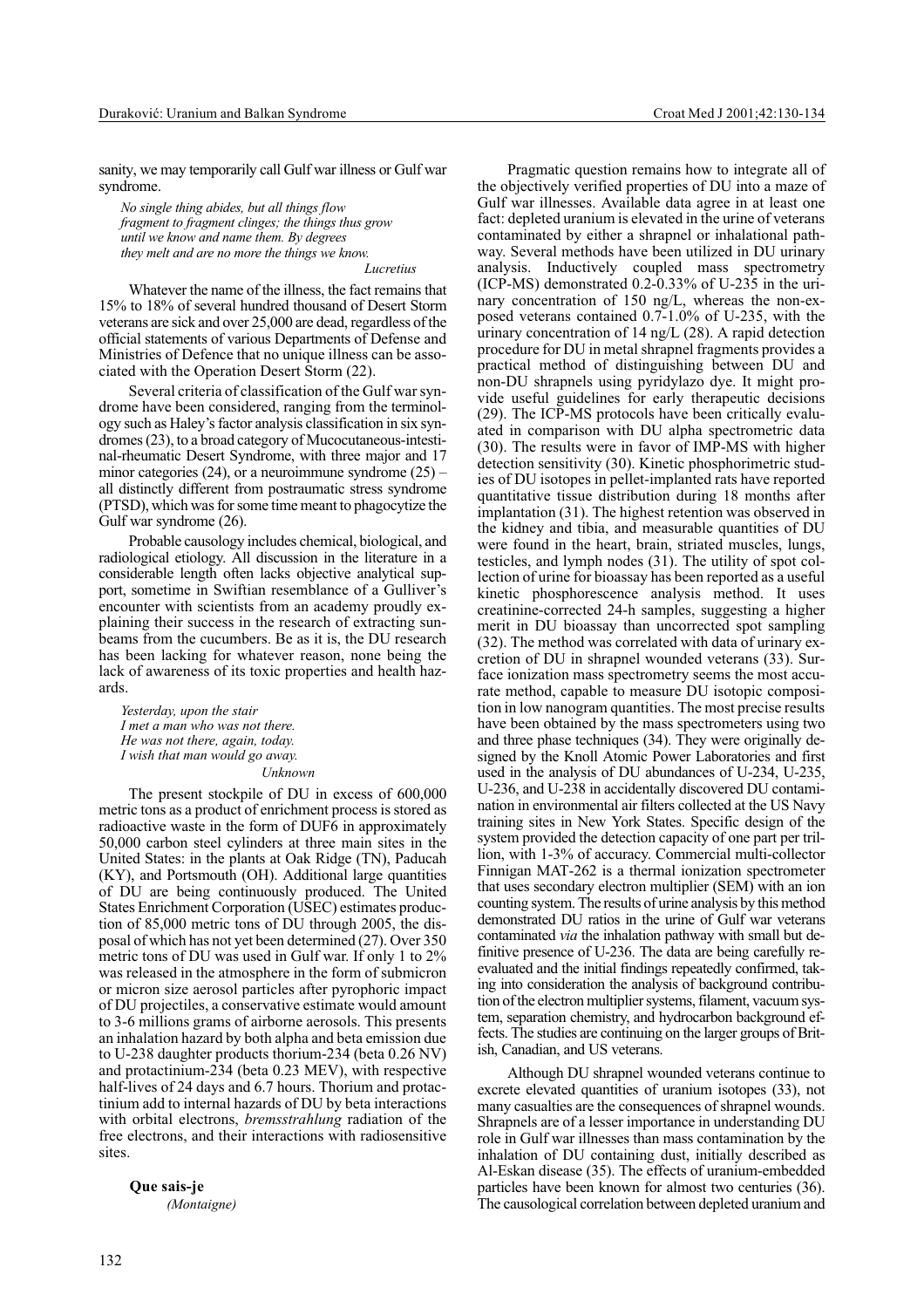sanity, we may temporarily call Gulf war illness or Gulf war syndrome.

*No single thing abides, but all things flow*
*fragment to fragment clinges; the things thus grow*
*until we know and name them. By degrees*
*they melt and are no more the things we know.*

Lucretius

Whatever the name of the illness, the fact remains that 15% to 18% of several hundred thousand of Desert Storm veterans are sick and over 25,000 are dead, regardless of the official statements of various Departments of Defense and Ministries of Defence that no unique illness can be associated with the Operation Desert Storm (22).

Several criteria of classification of the Gulf war syndrome have been considered, ranging from the terminology such as Haley's factor analysis classification in six syndromes (23), to a broad category of Mucocutaneous-intestinal-rheumatic Desert Syndrome, with three major and 17 minor categories (24), or a neuroimmune syndrome (25) – all distinctly different from postraumatic stress syndrome (PTSD), which was for some time meant to phagocytize the Gulf war syndrome (26).

Probable causology includes chemical, biological, and radiological etiology. All discussion in the literature in a considerable length often lacks objective analytical support, sometime in Swiftian resemblance of a Gulliver's encounter with scientists from an academy proudly explaining their success in the research of extracting sunbeams from the cucumbers. Be as it is, the DU research has been lacking for whatever reason, none being the lack of awareness of its toxic properties and health hazards.

*Yesterday, upon the stair*
*I met a man who was not there.*
*He was not there, again, today.*
*I wish that man would go away.*

Unknown

The present stockpile of DU in excess of 600,000 metric tons as a product of enrichment process is stored as radioactive waste in the form of $DUF_6$ in approximately 50,000 carbon steel cylinders at three main sites in the United States: in the plants at Oak Ridge (TN), Paducah (KY), and Portsmouth (OH). Additional large quantities of DU are being continuously produced. The United States Enrichment Corporation (USEC) estimates production of 85,000 metric tons of DU through 2005, the disposal of which has not yet been determined (27). Over 350 metric tons of DU was used in Gulf war. If only 1 to 2% was released in the atmosphere in the form of submicron or micron size aerosol particles after pyrophoric impact of DU projectiles, a conservative estimate would amount to 3-6 millions grams of airborne aerosols. This presents an inhalation hazard by both alpha and beta emission due to U-238 daughter products thorium-234 (beta 0.26 NV) and protactinium-234 (beta 0.23 MEV), with respective half-lives of 24 days and 6.7 hours. Thorium and protactinium add to internal hazards of DU by beta interactions with orbital electrons, *bremsstrahlung* radiation of the free electrons, and their interactions with radiosensitive sites.

**Que sais-je**
*(Montaigne)*

Pragmatic question remains how to integrate all of the objectively verified properties of DU into a maze of Gulf war illnesses. Available data agree in at least one fact: depleted uranium is elevated in the urine of veterans contaminated by either a shrapnel or inhalational pathway. Several methods have been utilized in DU urinary analysis. Inductively coupled mass spectrometry (ICP-MS) demonstrated 0.2-0.33% of U-235 in the urinary concentration of 150 ng/L, whereas the non-exposed veterans contained 0.7-1.0% of U-235, with the urinary concentration of 14 ng/L (28). A rapid detection procedure for DU in metal shrapnel fragments provides a practical method of distinguishing between DU and non-DU shrapnels using pyridylazo dye. It might provide useful guidelines for early therapeutic decisions (29). The ICP-MS protocols have been critically evaluated in comparison with DU alpha spectrometric data (30). The results were in favor of IMP-MS with higher detection sensitivity (30). Kinetic phosphorimetric studies of DU isotopes in pellet-implanted rats have reported quantitative tissue distribution during 18 months after implantation (31). The highest retention was observed in the kidney and tibia, and measurable quantities of DU were found in the heart, brain, striated muscles, lungs, testicles, and lymph nodes (31). The utility of spot collection of urine for bioassay has been reported as a useful kinetic phosphorescence analysis method. It uses creatinine-corrected 24-h samples, suggesting a higher merit in DU bioassay than uncorrected spot sampling (32). The method was correlated with data of urinary excretion of DU in shrapnel wounded veterans (33). Surface ionization mass spectrometry seems the most accurate method, capable to measure DU isotopic composition in low nanogram quantities. The most precise results have been obtained by the mass spectrometers using two and three phase techniques (34). They were originally designed by the Knoll Atomic Power Laboratories and first used in the analysis of DU abundances of U-234, U-235, U-236, and U-238 in accidentally discovered DU contamination in environmental air filters collected at the US Navy training sites in New York States. Specific design of the system provided the detection capacity of one part per trillion, with 1-3% of accuracy. Commercial multi-collector Finnigan MAT-262 is a thermal ionization spectrometer that uses secondary electron multiplier (SEM) with an ion counting system. The results of urine analysis by this method demonstrated DU ratios in the urine of Gulf war veterans contaminated *via* the inhalation pathway with small but definitive presence of U-236. The data are being carefully re-evaluated and the initial findings repeatedly confirmed, taking into consideration the analysis of background contribution of the electron multiplier systems, filament, vacuum system, separation chemistry, and hydrocarbon background effects. The studies are continuing on the larger groups of British, Canadian, and US veterans.

Although DU shrapnel wounded veterans continue to excrete elevated quantities of uranium isotopes (33), not many casualties are the consequences of shrapnel wounds. Shrapnels are of a lesser importance in understanding DU role in Gulf war illnesses than mass contamination by the inhalation of DU containing dust, initially described as Al-Eskan disease (35). The effects of uranium-embedded particles have been known for almost two centuries (36). The causological correlation between depleted uranium and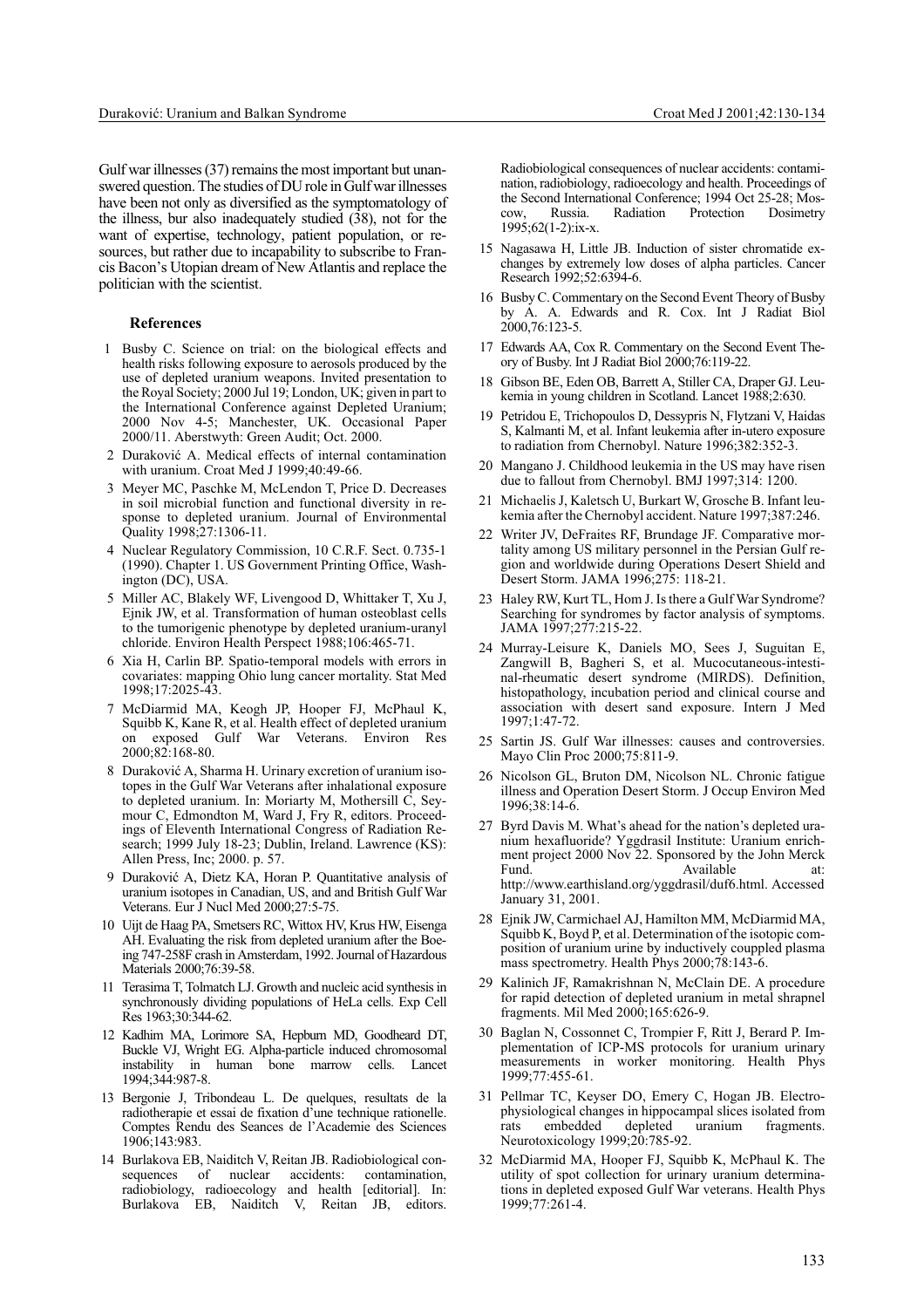Gulf war illnesses (37) remains the most important but unanswered question. The studies of DU role in Gulf war illnesses have been not only as diversified as the symptomatology of the illness, bur also inadequately studied (38), not for the want of expertise, technology, patient population, or resources, but rather due to incapability to subscribe to Francis Bacon's Utopian dream of New Atlantis and replace the politician with the scientist.

### References

1. Busby C. Science on trial: on the biological effects and health risks following exposure to aerosols produced by the use of depleted uranium weapons. Invited presentation to the Royal Society; 2000 Jul 19; London, UK; given in part to the International Conference against Depleted Uranium; 2000 Nov 4-5; Manchester, UK. Occasional Paper 2000/11. Aberstwyth: Green Audit; Oct. 2000.
2. Duraković A. Medical effects of internal contamination with uranium. Croat Med J 1999;40:49-66.
3. Meyer MC, Paschke M, McLendon T, Price D. Decreases in soil microbial function and functional diversity in response to depleted uranium. Journal of Environmental Quality 1998;27:1306-11.
4. Nuclear Regulatory Commission, 10 C.R.F. Sect. 0.735-1 (1990). Chapter 1. US Government Printing Office, Washington (DC), USA.
5. Miller AC, Blakely WF, Livengood D, Whittaker T, Xu J, Ejnik JW, et al. Transformation of human osteoblast cells to the tumorigenic phenotype by depleted uranium-uranyl chloride. Environ Health Perspect 1988;106:465-71.
6. Xia H, Carlin BP. Spatio-temporal models with errors in covariates: mapping Ohio lung cancer mortality. Stat Med 1998;17:2025-43.
7. McDiarmid MA, Keogh JP, Hooper FJ, McPhaul K, Squibb K, Kane R, et al. Health effect of depleted uranium on exposed Gulf War Veterans. Environ Res 2000;82:168-80.
8. Duraković A, Sharma H. Urinary excretion of uranium isotopes in the Gulf War Veterans after inhalational exposure to depleted uranium. In: Moriarty M, Mothersill C, Seymour C, Edmondton M, Ward J, Fry R, editors. Proceedings of Eleventh International Congress of Radiation Research; 1999 July 18-23; Dublin, Ireland. Lawrence (KS): Allen Press, Inc; 2000. p. 57.
9. Duraković A, Dietz KA, Horan P. Quantitative analysis of uranium isotopes in Canadian, US, and British Gulf War Veterans. Eur J Nucl Med 2000;27:5-75.
10. Uijt de Haag PA, Smetsers RC, Wittox HV, Krus HW, Eisenga AH. Evaluating the risk from depleted uranium after the Boeing 747-258F crash in Amsterdam, 1992. Journal of Hazardous Materials 2000;76:39-58.
11. Terasima T, Tolmatch LJ. Growth and nucleic acid synthesis in synchronously dividing populations of HeLa cells. Exp Cell Res 1963;30:344-62.
12. Kadhim MA, Lorimore SA, Hepburn MD, Goodheard DT, Buckle VJ, Wright EG. Alpha-particle induced chromosomal instability in human bone marrow cells. Lancet 1994;344:987-8.
13. Bergonie J, Tribondeau L. De quelques, resultats de la radiotherapie et essai de fixation d'une technique rationelle. Comptes Rendu des Seances de l'Academie des Sciences 1906;143:983.
14. Burlakova EB, Naiditch V, Reitan JB. Radiobiological consequences of nuclear accidents: contamination, radiobiology, radioecology and health [editorial]. In: Burlakova EB, Naiditch V, Reitan JB, editors. Radiobiological consequences of nuclear accidents: contamination, radiobiology, radioecology and health. Proceedings of the Second International Conference; 1994 Oct 25-28; Moscow, Russia. Radiation Protection Dosimetry 1995;62(1-2):ix-x.
15. Nagasawa H, Little JB. Induction of sister chromatide exchanges by extremely low doses of alpha particles. Cancer Research 1992;52:6394-6.
16. Busby C. Commentary on the Second Event Theory of Busby by A. A. Edwards and R. Cox. Int J Radiat Biol 2000,76:123-5.
17. Edwards AA, Cox R. Commentary on the Second Event Theory of Busby. Int J Radiat Biol 2000;76:119-22.
18. Gibson BE, Eden OB, Barrett A, Stiller CA, Draper GJ. Leukemia in young children in Scotland. Lancet 1988;2:630.
19. Petridou E, Trichopoulos D, Dessypris N, Flytzani V, Haidas S, Kalmanti M, et al. Infant leukemia after in-utero exposure to radiation from Chernobyl. Nature 1996;382:352-3.
20. Mangano J. Childhood leukemia in the US may have risen due to fallout from Chernobyl. BMJ 1997;314: 1200.
21. Michaelis J, Kaletsch U, Burkart W, Grosche B. Infant leukemia after the Chernobyl accident. Nature 1997;387:246.
22. Writer JV, DeFraites RF, Brundage JF. Comparative mortality among US military personnel in the Persian Gulf region and worldwide during Operations Desert Shield and Desert Storm. JAMA 1996;275: 118-21.
23. Haley RW, Kurt TL, Hom J. Is there a Gulf War Syndrome? Searching for syndromes by factor analysis of symptoms. JAMA 1997;277:215-22.
24. Murray-Leisure K, Daniels MO, Sees J, Suguitan E, Zangwill B, Bagheri S, et al. Mucocutaneous-intestinal-rheumatic desert syndrome (MIRDS). Definition, histopathology, incubation period and clinical course and association with desert sand exposure. Intern J Med 1997;1:47-72.
25. Sartin JS. Gulf War illnesses: causes and controversies. Mayo Clin Proc 2000;75:811-9.
26. Nicolson GL, Bruton DM, Nicolson NL. Chronic fatigue illness and Operation Desert Storm. J Occup Environ Med 1996;38:14-6.
27. Byrd Davis M. What's ahead for the nation's depleted uranium hexafluoride? Yggdrasil Institute: Uranium enrichment project 2000 Nov 22. Sponsored by the John Merck Fund. Available at: http://www.earthisland.org/yggdrasil/duf6.html. Accessed January 31, 2001.
28. Ejnik JW, Carmichael AJ, Hamilton MM, McDiarmid MA, Squibb K, Boyd P, et al. Determination of the isotopic composition of uranium urine by inductively couppled plasma mass spectrometry. Health Phys 2000;78:143-6.
29. Kalinich JF, Ramakrishnan N, McClain DE. A procedure for rapid detection of depleted uranium in metal shrapnel fragments. Mil Med 2000;165:626-9.
30. Baglan N, Cossonnet C, Trompier F, Ritt J, Berard P. Implementation of ICP-MS protocols for uranium urinary measurements in worker monitoring. Health Phys 1999;77:455-61.
31. Pellmar TC, Keyser DO, Emery C, Hogan JB. Electrophysiological changes in hippocampal slices isolated from rats embedded depleted uranium fragments. Neurotoxicology 1999;20:785-92.
32. McDiarmid MA, Hooper FJ, Squibb K, McPhaul K. The utility of spot collection for urinary uranium determinations in depleted exposed Gulf War veterans. Health Phys 1999;77:261-4.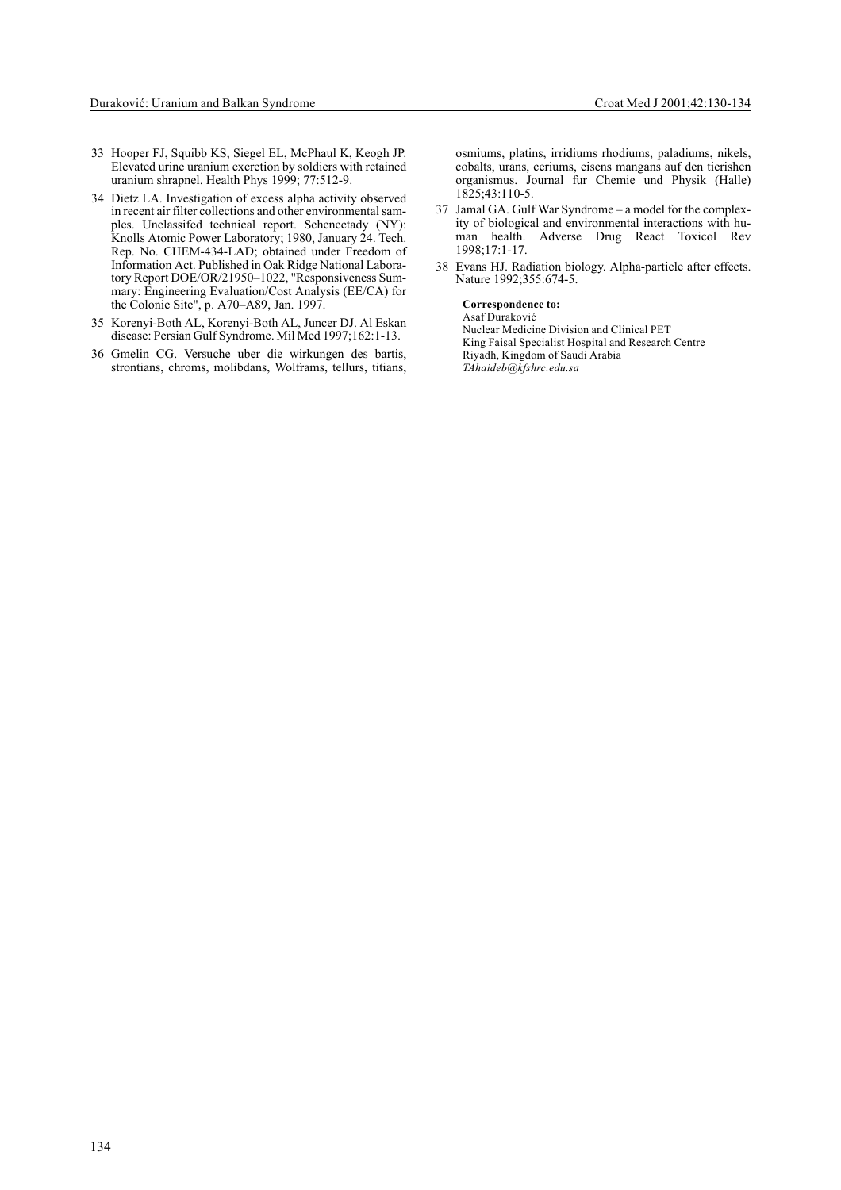33 Hooper FJ, Squibb KS, Siegel EL, McPhaul K, Keogh JP. Elevated urine uranium excretion by soldiers with retained uranium shrapnel. Health Phys 1999; 77:512-9.

34 Dietz LA. Investigation of excess alpha activity observed in recent air filter collections and other environmental samples. Unclassifed technical report. Schenectady (NY): Knolls Atomic Power Laboratory; 1980, January 24. Tech. Rep. No. CHEM-434-LAD; obtained under Freedom of Information Act. Published in Oak Ridge National Laboratory Report DOE/OR/21950–1022, "Responsiveness Summary: Engineering Evaluation/Cost Analysis (EE/CA) for the Colonie Site", p. A70–A89, Jan. 1997.

35 Korenyi-Both AL, Korenyi-Both AL, Juncer DJ. Al Eskan disease: Persian Gulf Syndrome. Mil Med 1997;162:1-13.

36 Gmelin CG. Versuche uber die wirkungen des bartis, strontians, chroms, molibdans, Wolframs, tellurs, titians, osmiums, platins, irridiums rhodiums, paladiums, nikels, cobalts, urans, ceriums, eisens mangans auf den tierishen organismus. Journal fur Chemie und Physik (Halle) 1825;43:110-5.

37 Jamal GA. Gulf War Syndrome – a model for the complexity of biological and environmental interactions with human health. Adverse Drug React Toxicol Rev 1998;17:1-17.

38 Evans HJ. Radiation biology. Alpha-particle after effects. Nature 1992;355:674-5.

**Correspondence to:**
Asaf Duraković
Nuclear Medicine Division and Clinical PET
King Faisal Specialist Hospital and Research Centre
Riyadh, Kingdom of Saudi Arabia
*TAhaideb@kfshrc.edu.sa*